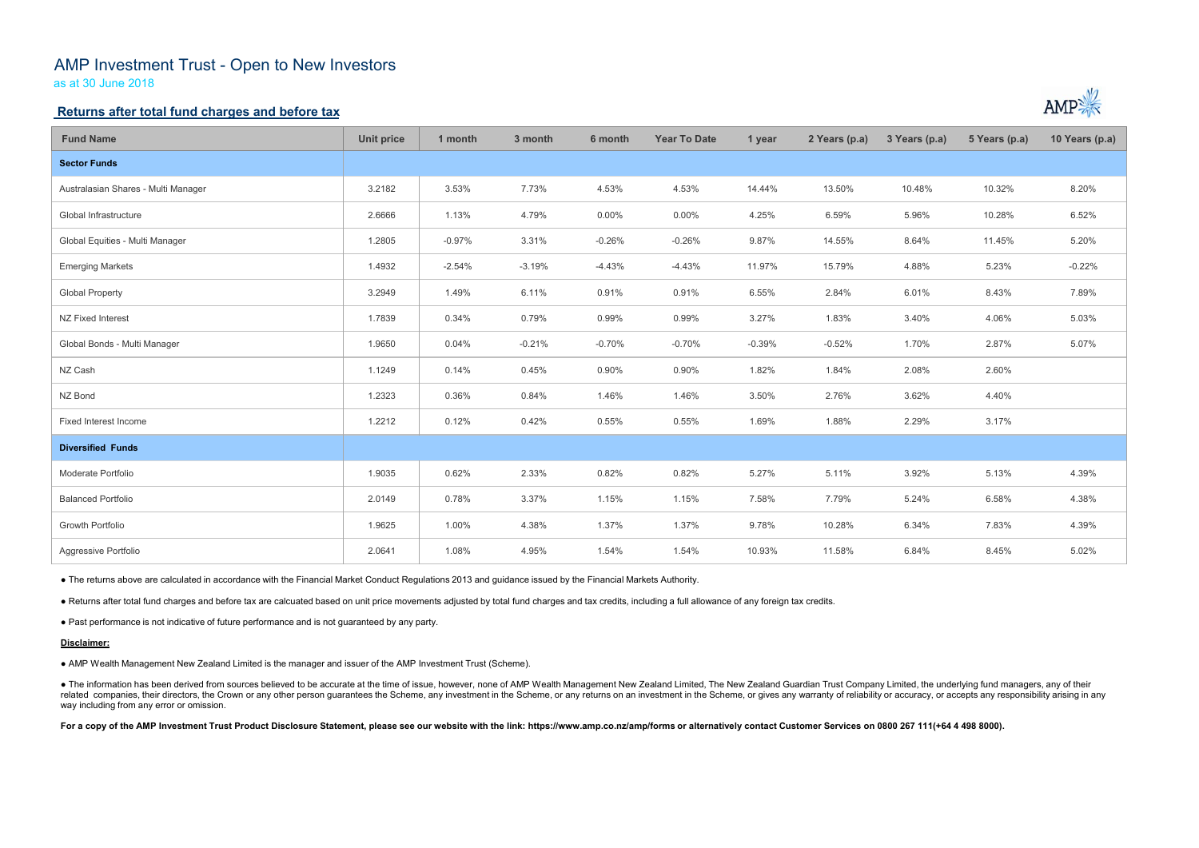# AMP Investment Trust - Open to New Investors

as at 30 June 2018

## Returns after total fund charges and before tax

| Fund Name | Unit price | 1 month | 3 month | 6 month | Year To Date | 1 year | 2 Years (p.a) | 3 Years (p.a) | 5 Years (p.a) | 10 Years (p.a) |
|---|---|---|---|---|---|---|---|---|---|---|
| **Sector Funds** | | | | | | | | | | |
| Australasian Shares - Multi Manager | 3.2182 | 3.53% | 7.73% | 4.53% | 4.53% | 14.44% | 13.50% | 10.48% | 10.32% | 8.20% |
| Global Infrastructure | 2.6666 | 1.13% | 4.79% | 0.00% | 0.00% | 4.25% | 6.59% | 5.96% | 10.28% | 6.52% |
| Global Equities - Multi Manager | 1.2805 | -0.97% | 3.31% | -0.26% | -0.26% | 9.87% | 14.55% | 8.64% | 11.45% | 5.20% |
| Emerging Markets | 1.4932 | -2.54% | -3.19% | -4.43% | -4.43% | 11.97% | 15.79% | 4.88% | 5.23% | -0.22% |
| Global Property | 3.2949 | 1.49% | 6.11% | 0.91% | 0.91% | 6.55% | 2.84% | 6.01% | 8.43% | 7.89% |
| NZ Fixed Interest | 1.7839 | 0.34% | 0.79% | 0.99% | 0.99% | 3.27% | 1.83% | 3.40% | 4.06% | 5.03% |
| Global Bonds - Multi Manager | 1.9650 | 0.04% | -0.21% | -0.70% | -0.70% | -0.39% | -0.52% | 1.70% | 2.87% | 5.07% |
| NZ Cash | 1.1249 | 0.14% | 0.45% | 0.90% | 0.90% | 1.82% | 1.84% | 2.08% | 2.60% | |
| NZ Bond | 1.2323 | 0.36% | 0.84% | 1.46% | 1.46% | 3.50% | 2.76% | 3.62% | 4.40% | |
| Fixed Interest Income | 1.2212 | 0.12% | 0.42% | 0.55% | 0.55% | 1.69% | 1.88% | 2.29% | 3.17% | |
| **Diversified Funds** | | | | | | | | | | |
| Moderate Portfolio | 1.9035 | 0.62% | 2.33% | 0.82% | 0.82% | 5.27% | 5.11% | 3.92% | 5.13% | 4.39% |
| Balanced Portfolio | 2.0149 | 0.78% | 3.37% | 1.15% | 1.15% | 7.58% | 7.79% | 5.24% | 6.58% | 4.38% |
| Growth Portfolio | 1.9625 | 1.00% | 4.38% | 1.37% | 1.37% | 9.78% | 10.28% | 6.34% | 7.83% | 4.39% |
| Aggressive Portfolio | 2.0641 | 1.08% | 4.95% | 1.54% | 1.54% | 10.93% | 11.58% | 6.84% | 8.45% | 5.02% |

- The returns above are calculated in accordance with the Financial Market Conduct Regulations 2013 and guidance issued by the Financial Markets Authority.
- Returns after total fund charges and before tax are calcuated based on unit price movements adjusted by total fund charges and tax credits, including a full allowance of any foreign tax credits.
- Past performance is not indicative of future performance and is not guaranteed by any party.

**Disclaimer:**

- AMP Wealth Management New Zealand Limited is the manager and issuer of the AMP Investment Trust (Scheme).
- The information has been derived from sources believed to be accurate at the time of issue, however, none of AMP Wealth Management New Zealand Limited, The New Zealand Guardian Trust Company Limited, the underlying fund managers, any of their related companies, their directors, the Crown or any other person guarantees the Scheme, any investment in the Scheme, or any returns on an investment in the Scheme, or gives any warranty of reliability or accuracy, or accepts any responsibility arising in any way including from any error or omission.

**For a copy of the AMP Investment Trust Product Disclosure Statement, please see our website with the link: https://www.amp.co.nz/amp/forms or alternatively contact Customer Services on 0800 267 111(+64 4 498 8000).**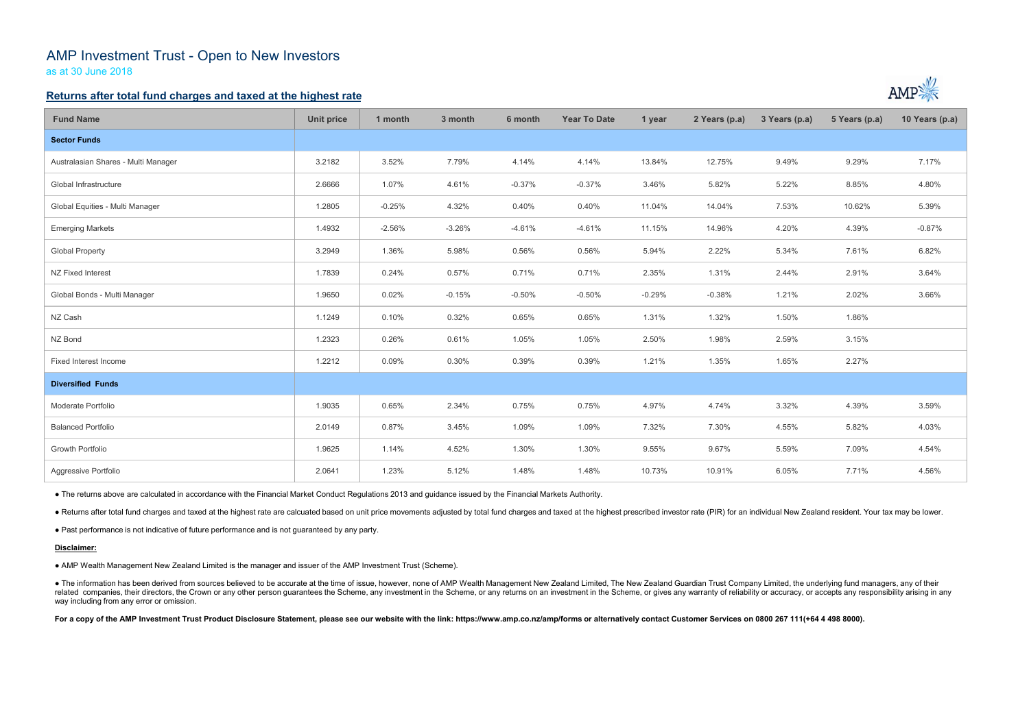# AMP Investment Trust - Open to New Investors

as at 30 June 2018

## Returns after total fund charges and taxed at the highest rate

| Fund Name | Unit price | 1 month | 3 month | 6 month | Year To Date | 1 year | 2 Years (p.a) | 3 Years (p.a) | 5 Years (p.a) | 10 Years (p.a) |
|---|---|---|---|---|---|---|---|---|---|---|
| **Sector Funds** | | | | | | | | | | |
| Australasian Shares - Multi Manager | 3.2182 | 3.52% | 7.79% | 4.14% | 4.14% | 13.84% | 12.75% | 9.49% | 9.29% | 7.17% |
| Global Infrastructure | 2.6666 | 1.07% | 4.61% | -0.37% | -0.37% | 3.46% | 5.82% | 5.22% | 8.85% | 4.80% |
| Global Equities - Multi Manager | 1.2805 | -0.25% | 4.32% | 0.40% | 0.40% | 11.04% | 14.04% | 7.53% | 10.62% | 5.39% |
| Emerging Markets | 1.4932 | -2.56% | -3.26% | -4.61% | -4.61% | 11.15% | 14.96% | 4.20% | 4.39% | -0.87% |
| Global Property | 3.2949 | 1.36% | 5.98% | 0.56% | 0.56% | 5.94% | 2.22% | 5.34% | 7.61% | 6.82% |
| NZ Fixed Interest | 1.7839 | 0.24% | 0.57% | 0.71% | 0.71% | 2.35% | 1.31% | 2.44% | 2.91% | 3.64% |
| Global Bonds - Multi Manager | 1.9650 | 0.02% | -0.15% | -0.50% | -0.50% | -0.29% | -0.38% | 1.21% | 2.02% | 3.66% |
| NZ Cash | 1.1249 | 0.10% | 0.32% | 0.65% | 0.65% | 1.31% | 1.32% | 1.50% | 1.86% | |
| NZ Bond | 1.2323 | 0.26% | 0.61% | 1.05% | 1.05% | 2.50% | 1.98% | 2.59% | 3.15% | |
| Fixed Interest Income | 1.2212 | 0.09% | 0.30% | 0.39% | 0.39% | 1.21% | 1.35% | 1.65% | 2.27% | |
| **Diversified Funds** | | | | | | | | | | |
| Moderate Portfolio | 1.9035 | 0.65% | 2.34% | 0.75% | 0.75% | 4.97% | 4.74% | 3.32% | 4.39% | 3.59% |
| Balanced Portfolio | 2.0149 | 0.87% | 3.45% | 1.09% | 1.09% | 7.32% | 7.30% | 4.55% | 5.82% | 4.03% |
| Growth Portfolio | 1.9625 | 1.14% | 4.52% | 1.30% | 1.30% | 9.55% | 9.67% | 5.59% | 7.09% | 4.54% |
| Aggressive Portfolio | 2.0641 | 1.23% | 5.12% | 1.48% | 1.48% | 10.73% | 10.91% | 6.05% | 7.71% | 4.56% |

● The returns above are calculated in accordance with the Financial Market Conduct Regulations 2013 and guidance issued by the Financial Markets Authority.

● Returns after total fund charges and taxed at the highest rate are calcuated based on unit price movements adjusted by total fund charges and taxed at the highest prescribed investor rate (PIR) for an individual New Zealand resident. Your tax may be lower.

● Past performance is not indicative of future performance and is not guaranteed by any party.

**Disclaimer:**

● AMP Wealth Management New Zealand Limited is the manager and issuer of the AMP Investment Trust (Scheme).

● The information has been derived from sources believed to be accurate at the time of issue, however, none of AMP Wealth Management New Zealand Limited, The New Zealand Guardian Trust Company Limited, the underlying fund managers, any of their related companies, their directors, the Crown or any other person guarantees the Scheme, any investment in the Scheme, or any returns on an investment in the Scheme, or gives any warranty of reliability or accuracy, or accepts any responsibility arising in any way including from any error or omission.

**For a copy of the AMP Investment Trust Product Disclosure Statement, please see our website with the link: https://www.amp.co.nz/amp/forms or alternatively contact Customer Services on 0800 267 111(+64 4 498 8000).**